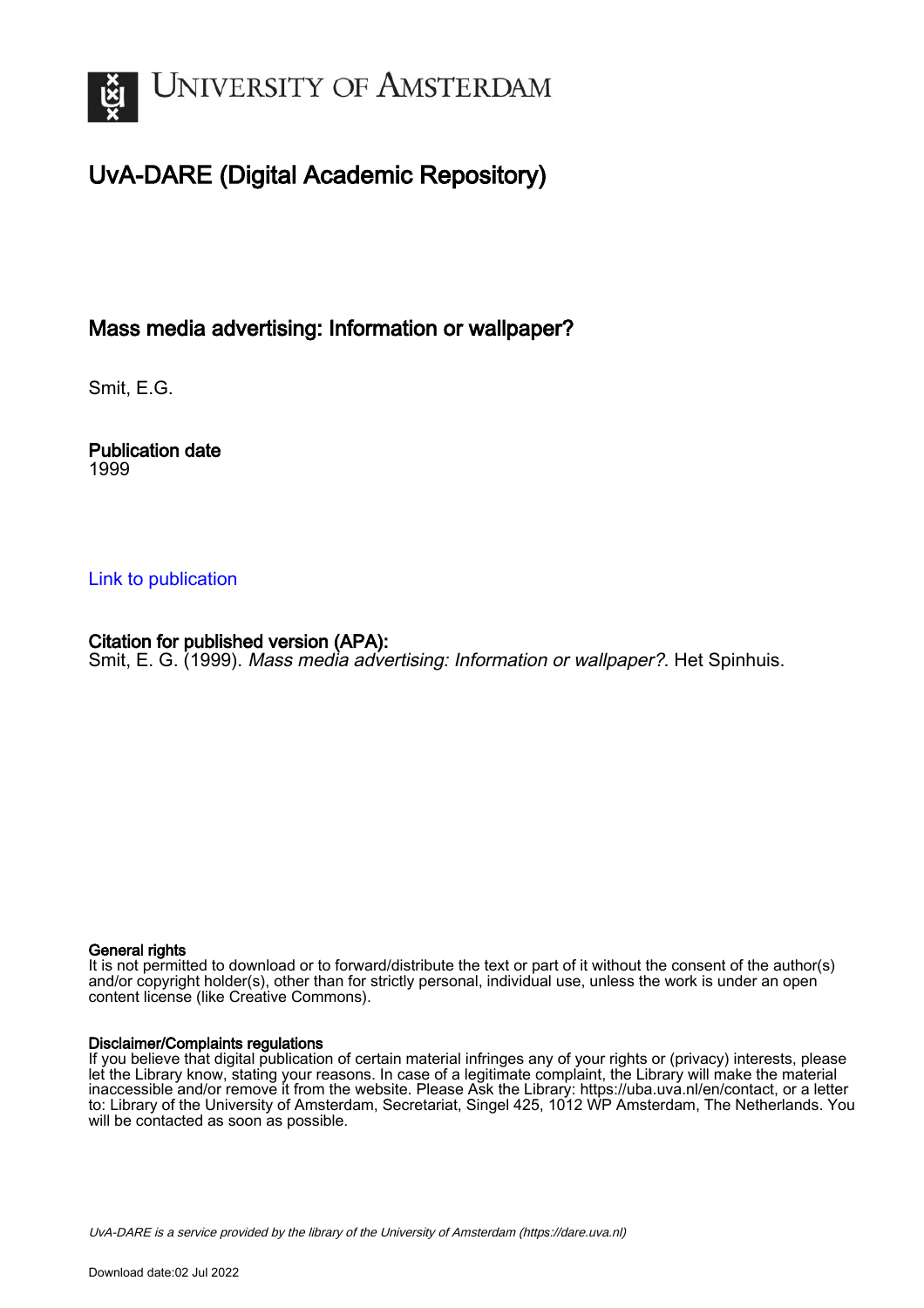# UvA-DARE (Digital Academic Repository)

## Mass media advertising: Information or wallpaper?

Smit, E.G.

**Publication date**
1999

Link to publication

**Citation for published version (APA):**
Smit, E. G. (1999). *Mass media advertising: Information or wallpaper?*. Het Spinhuis.

**General rights**
It is not permitted to download or to forward/distribute the text or part of it without the consent of the author(s) and/or copyright holder(s), other than for strictly personal, individual use, unless the work is under an open content license (like Creative Commons).

**Disclaimer/Complaints regulations**
If you believe that digital publication of certain material infringes any of your rights or (privacy) interests, please let the Library know, stating your reasons. In case of a legitimate complaint, the Library will make the material inaccessible and/or remove it from the website. Please Ask the Library: https://uba.uva.nl/en/contact, or a letter to: Library of the University of Amsterdam, Secretariat, Singel 425, 1012 WP Amsterdam, The Netherlands. You will be contacted as soon as possible.

*UvA-DARE is a service provided by the library of the University of Amsterdam (https://dare.uva.nl)*

Download date:02 Jul 2022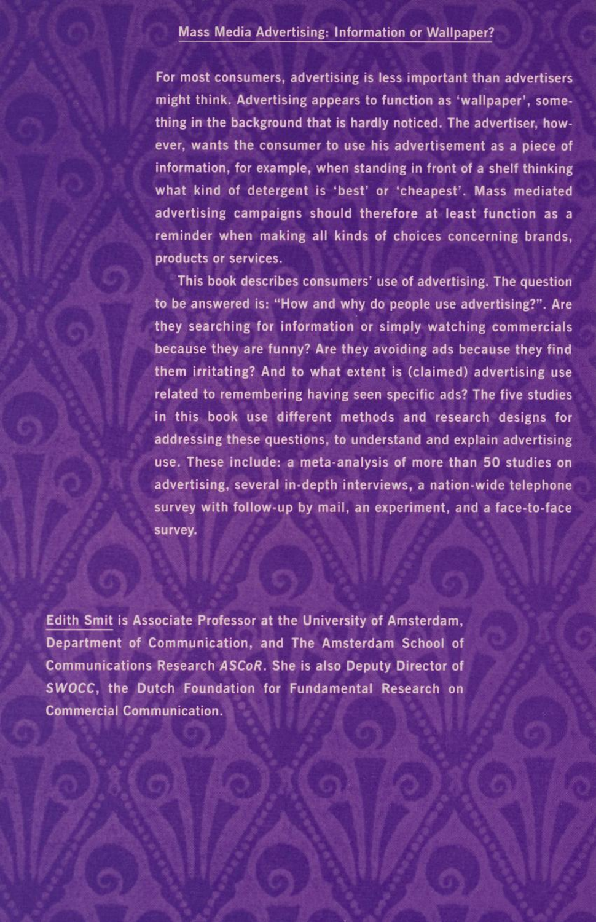## Mass Media Advertising: Information or Wallpaper?

For most consumers, advertising is less important than advertisers might think. Advertising appears to function as 'wallpaper', something in the background that is hardly noticed. The advertiser, however, wants the consumer to use his advertisement as a piece of information, for example, when standing in front of a shelf thinking what kind of detergent is 'best' or 'cheapest'. Mass mediated advertising campaigns should therefore at least function as a reminder when making all kinds of choices concerning brands, products or services.

This book describes consumers' use of advertising. The question to be answered is: "How and why do people use advertising?". Are they searching for information or simply watching commercials because they are funny? Are they avoiding ads because they find them irritating? And to what extent is (claimed) advertising use related to remembering having seen specific ads? The five studies in this book use different methods and research designs for addressing these questions, to understand and explain advertising use. These include: a meta-analysis of more than 50 studies on advertising, several in-depth interviews, a nation-wide telephone survey with follow-up by mail, an experiment, and a face-to-face survey.

Edith Smit is Associate Professor at the University of Amsterdam, Department of Communication, and The Amsterdam School of Communications Research *ASCoR*. She is also Deputy Director of *SWOCC*, the Dutch Foundation for Fundamental Research on Commercial Communication.